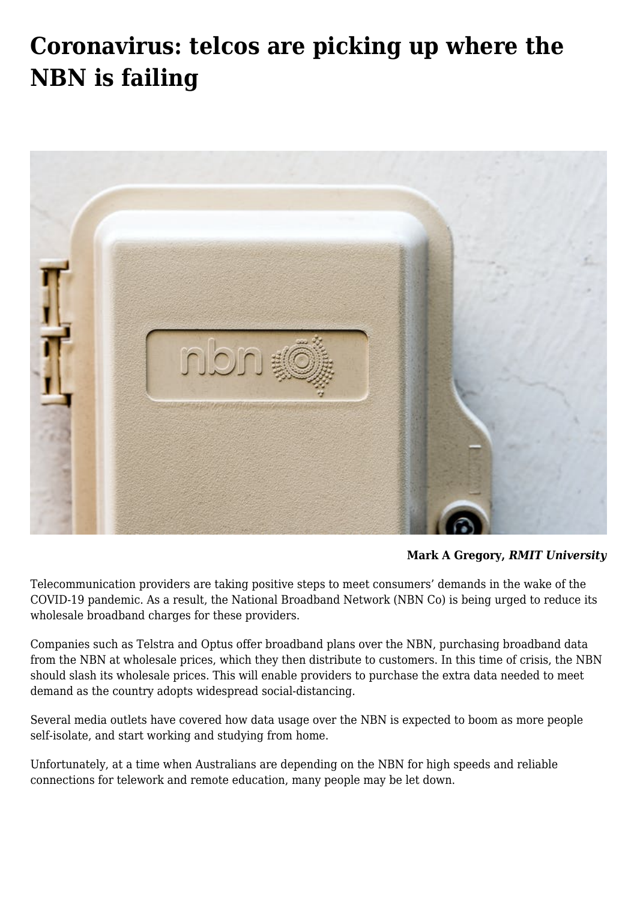# Coronavirus: telcos are picking up where the NBN is failing

**Mark A Gregory,** ***RMIT University***

Telecommunication providers are taking positive steps to meet consumers' demands in the wake of the COVID-19 pandemic. As a result, the National Broadband Network (NBN Co) is being urged to reduce its wholesale broadband charges for these providers.

Companies such as Telstra and Optus offer broadband plans over the NBN, purchasing broadband data from the NBN at wholesale prices, which they then distribute to customers. In this time of crisis, the NBN should slash its wholesale prices. This will enable providers to purchase the extra data needed to meet demand as the country adopts widespread social-distancing.

Several media outlets have covered how data usage over the NBN is expected to boom as more people self-isolate, and start working and studying from home.

Unfortunately, at a time when Australians are depending on the NBN for high speeds and reliable connections for telework and remote education, many people may be let down.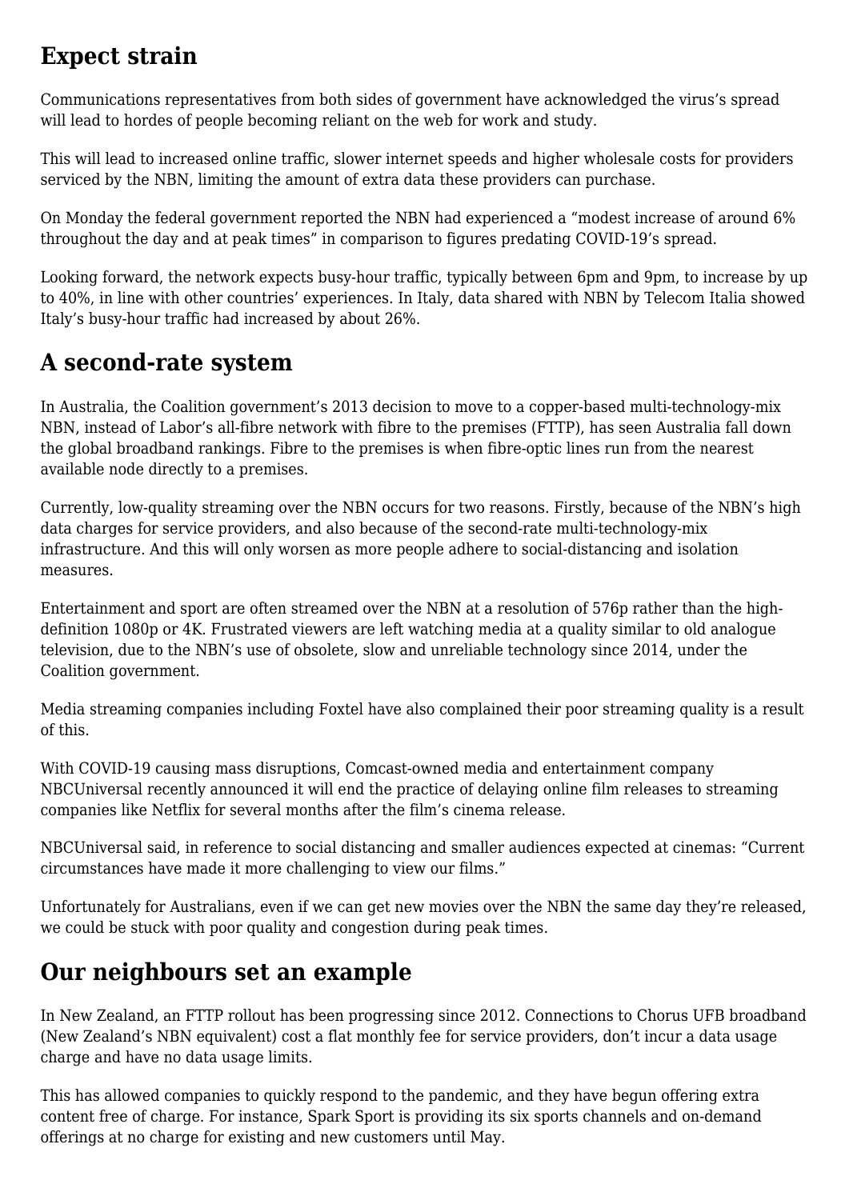## Expect strain

Communications representatives from both sides of government have acknowledged the virus's spread will lead to hordes of people becoming reliant on the web for work and study.

This will lead to increased online traffic, slower internet speeds and higher wholesale costs for providers serviced by the NBN, limiting the amount of extra data these providers can purchase.

On Monday the federal government reported the NBN had experienced a "modest increase of around 6% throughout the day and at peak times" in comparison to figures predating COVID-19's spread.

Looking forward, the network expects busy-hour traffic, typically between 6pm and 9pm, to increase by up to 40%, in line with other countries' experiences. In Italy, data shared with NBN by Telecom Italia showed Italy's busy-hour traffic had increased by about 26%.

## A second-rate system

In Australia, the Coalition government's 2013 decision to move to a copper-based multi-technology-mix NBN, instead of Labor's all-fibre network with fibre to the premises (FTTP), has seen Australia fall down the global broadband rankings. Fibre to the premises is when fibre-optic lines run from the nearest available node directly to a premises.

Currently, low-quality streaming over the NBN occurs for two reasons. Firstly, because of the NBN's high data charges for service providers, and also because of the second-rate multi-technology-mix infrastructure. And this will only worsen as more people adhere to social-distancing and isolation measures.

Entertainment and sport are often streamed over the NBN at a resolution of 576p rather than the high-definition 1080p or 4K. Frustrated viewers are left watching media at a quality similar to old analogue television, due to the NBN's use of obsolete, slow and unreliable technology since 2014, under the Coalition government.

Media streaming companies including Foxtel have also complained their poor streaming quality is a result of this.

With COVID-19 causing mass disruptions, Comcast-owned media and entertainment company NBCUniversal recently announced it will end the practice of delaying online film releases to streaming companies like Netflix for several months after the film's cinema release.

NBCUniversal said, in reference to social distancing and smaller audiences expected at cinemas: "Current circumstances have made it more challenging to view our films."

Unfortunately for Australians, even if we can get new movies over the NBN the same day they're released, we could be stuck with poor quality and congestion during peak times.

## Our neighbours set an example

In New Zealand, an FTTP rollout has been progressing since 2012. Connections to Chorus UFB broadband (New Zealand's NBN equivalent) cost a flat monthly fee for service providers, don't incur a data usage charge and have no data usage limits.

This has allowed companies to quickly respond to the pandemic, and they have begun offering extra content free of charge. For instance, Spark Sport is providing its six sports channels and on-demand offerings at no charge for existing and new customers until May.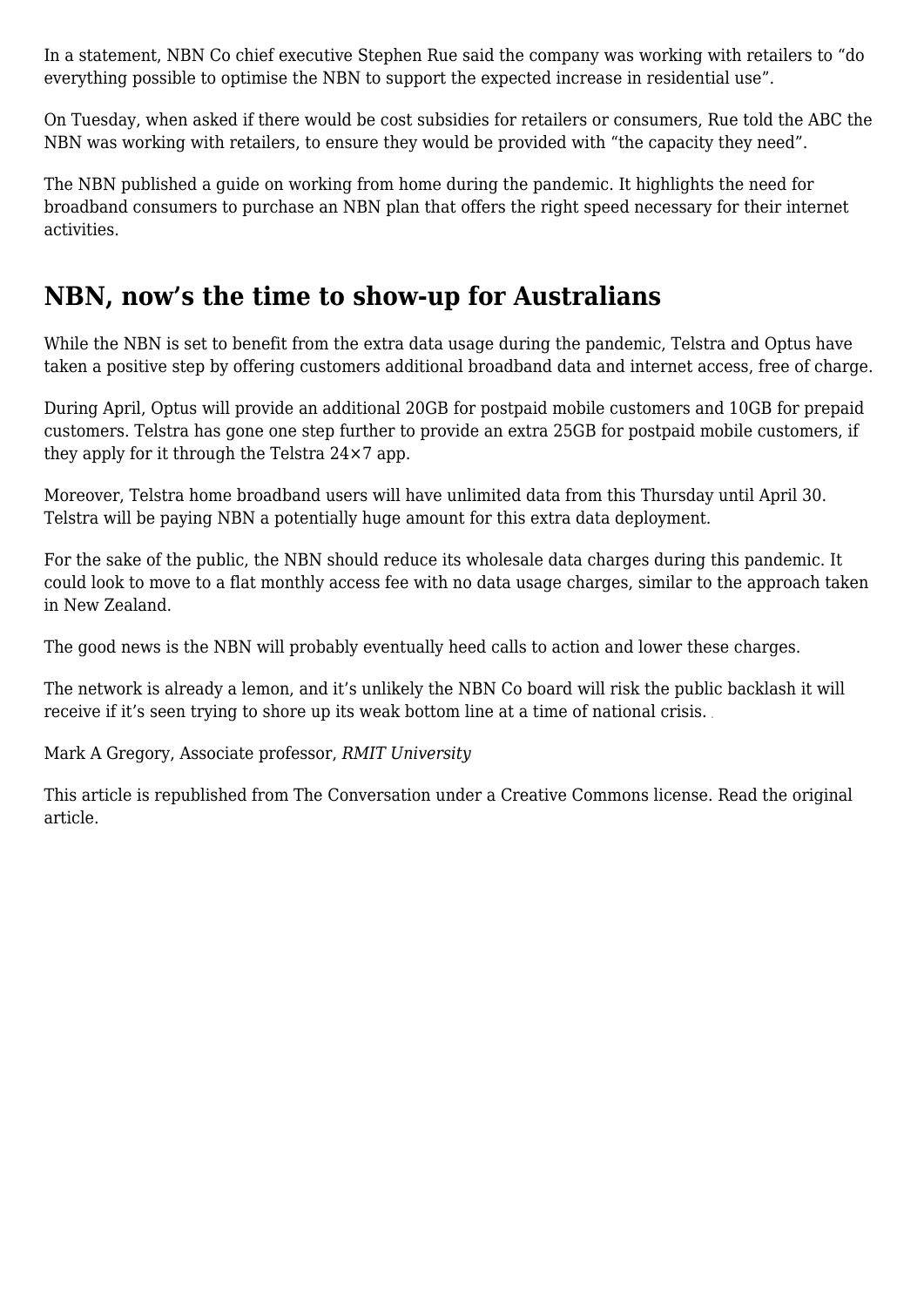In a statement, NBN Co chief executive Stephen Rue said the company was working with retailers to "do everything possible to optimise the NBN to support the expected increase in residential use".

On Tuesday, when asked if there would be cost subsidies for retailers or consumers, Rue told the ABC the NBN was working with retailers, to ensure they would be provided with "the capacity they need".

The NBN published a guide on working from home during the pandemic. It highlights the need for broadband consumers to purchase an NBN plan that offers the right speed necessary for their internet activities.

## NBN, now's the time to show-up for Australians

While the NBN is set to benefit from the extra data usage during the pandemic, Telstra and Optus have taken a positive step by offering customers additional broadband data and internet access, free of charge.

During April, Optus will provide an additional 20GB for postpaid mobile customers and 10GB for prepaid customers. Telstra has gone one step further to provide an extra 25GB for postpaid mobile customers, if they apply for it through the Telstra 24×7 app.

Moreover, Telstra home broadband users will have unlimited data from this Thursday until April 30. Telstra will be paying NBN a potentially huge amount for this extra data deployment.

For the sake of the public, the NBN should reduce its wholesale data charges during this pandemic. It could look to move to a flat monthly access fee with no data usage charges, similar to the approach taken in New Zealand.

The good news is the NBN will probably eventually heed calls to action and lower these charges.

The network is already a lemon, and it's unlikely the NBN Co board will risk the public backlash it will receive if it's seen trying to shore up its weak bottom line at a time of national crisis.

Mark A Gregory, Associate professor, *RMIT University*

This article is republished from The Conversation under a Creative Commons license. Read the original article.